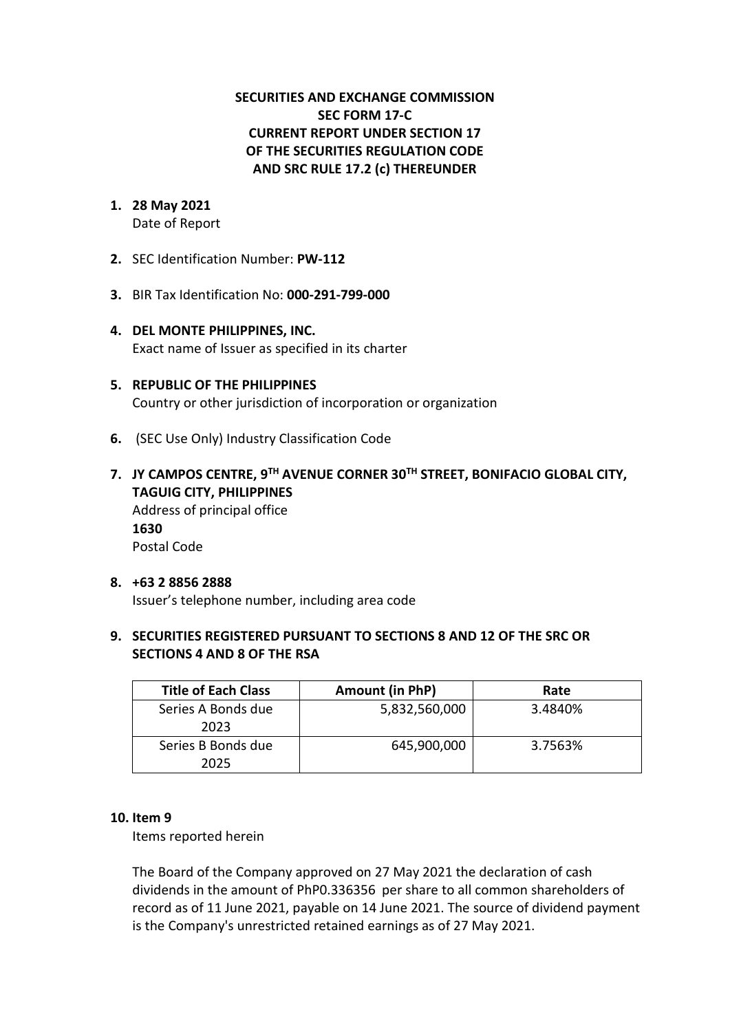**SECURITIES AND EXCHANGE COMMISSION**
**SEC FORM 17-C**
**CURRENT REPORT UNDER SECTION 17**
**OF THE SECURITIES REGULATION CODE**
**AND SRC RULE 17.2 (c) THEREUNDER**

1. **28 May 2021**
   Date of Report

2. SEC Identification Number: **PW-112**

3. BIR Tax Identification No: **000-291-799-000**

4. **DEL MONTE PHILIPPINES, INC.**
   Exact name of Issuer as specified in its charter

5. **REPUBLIC OF THE PHILIPPINES**
   Country or other jurisdiction of incorporation or organization

6. (SEC Use Only) Industry Classification Code

7. **JY CAMPOS CENTRE, 9TH AVENUE CORNER 30TH STREET, BONIFACIO GLOBAL CITY, TAGUIG CITY, PHILIPPINES**
   Address of principal office
   **1630**
   Postal Code

8. **+63 2 8856 2888**
   Issuer's telephone number, including area code

9. **SECURITIES REGISTERED PURSUANT TO SECTIONS 8 AND 12 OF THE SRC OR SECTIONS 4 AND 8 OF THE RSA**

| Title of Each Class | Amount (in PhP) | Rate |
|---|---|---|
| Series A Bonds due 2023 | 5,832,560,000 | 3.4840% |
| Series B Bonds due 2025 | 645,900,000 | 3.7563% |

10. **Item 9**
    Items reported herein

    The Board of the Company approved on 27 May 2021 the declaration of cash dividends in the amount of PhP0.336356 per share to all common shareholders of record as of 11 June 2021, payable on 14 June 2021. The source of dividend payment is the Company's unrestricted retained earnings as of 27 May 2021.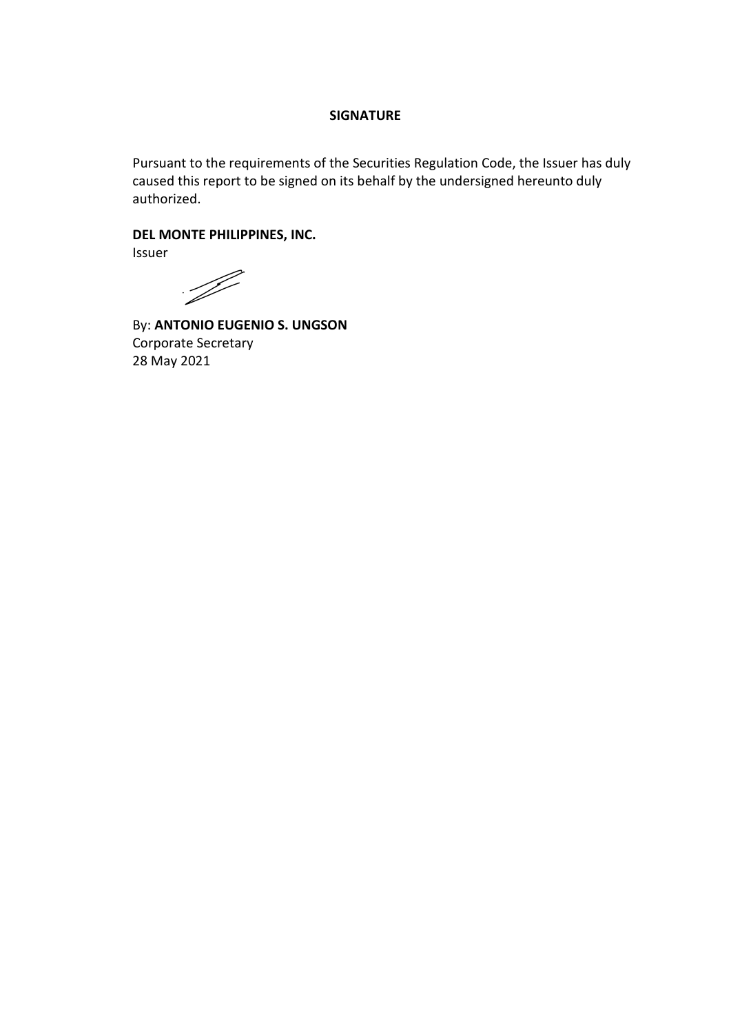**SIGNATURE**

Pursuant to the requirements of the Securities Regulation Code, the Issuer has duly caused this report to be signed on its behalf by the undersigned hereunto duly authorized.

**DEL MONTE PHILIPPINES, INC.**
Issuer

By: **ANTONIO EUGENIO S. UNGSON**
Corporate Secretary
28 May 2021